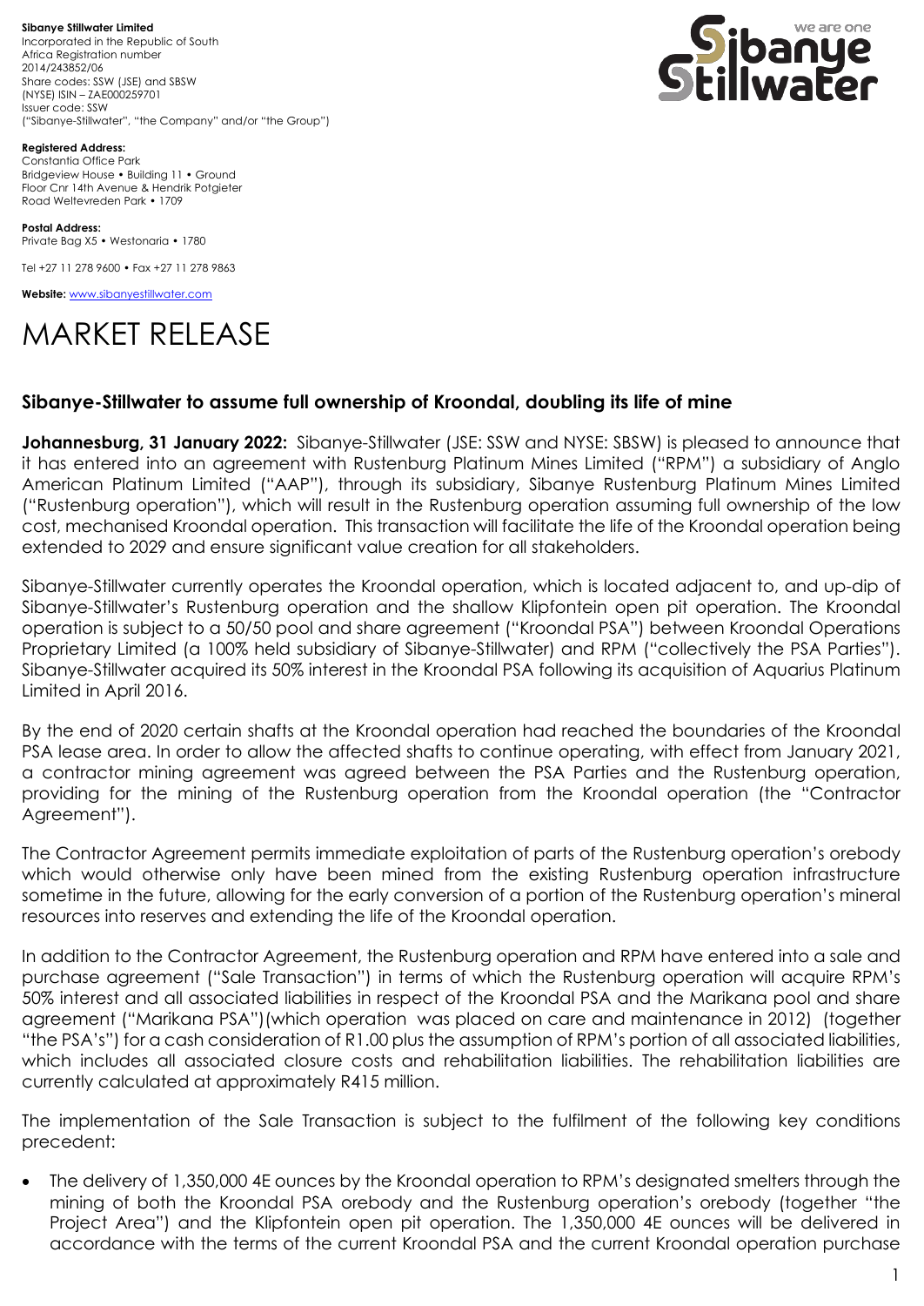**Sibanye Stillwater Limited**
Incorporated in the Republic of South Africa Registration number 2014/243852/06
Share codes: SSW (JSE) and SBSW (NYSE) ISIN – ZAE000259701
Issuer code: SSW
("Sibanye-Stillwater", "the Company" and/or "the Group")

**Registered Address:**
Constantia Office Park
Bridgeview House • Building 11 • Ground Floor Cnr 14th Avenue & Hendrik Potgieter Road Weltevreden Park • 1709

**Postal Address:**
Private Bag X5 • Westonaria • 1780

Tel +27 11 278 9600 • Fax +27 11 278 9863

**Website:** www.sibanyestillwater.com

# MARKET RELEASE

## Sibanye-Stillwater to assume full ownership of Kroondal, doubling its life of mine

**Johannesburg, 31 January 2022:** Sibanye-Stillwater (JSE: SSW and NYSE: SBSW) is pleased to announce that it has entered into an agreement with Rustenburg Platinum Mines Limited ("RPM") a subsidiary of Anglo American Platinum Limited ("AAP"), through its subsidiary, Sibanye Rustenburg Platinum Mines Limited ("Rustenburg operation"), which will result in the Rustenburg operation assuming full ownership of the low cost, mechanised Kroondal operation. This transaction will facilitate the life of the Kroondal operation being extended to 2029 and ensure significant value creation for all stakeholders.

Sibanye-Stillwater currently operates the Kroondal operation, which is located adjacent to, and up-dip of Sibanye-Stillwater's Rustenburg operation and the shallow Klipfontein open pit operation. The Kroondal operation is subject to a 50/50 pool and share agreement ("Kroondal PSA") between Kroondal Operations Proprietary Limited (a 100% held subsidiary of Sibanye-Stillwater) and RPM ("collectively the PSA Parties"). Sibanye-Stillwater acquired its 50% interest in the Kroondal PSA following its acquisition of Aquarius Platinum Limited in April 2016.

By the end of 2020 certain shafts at the Kroondal operation had reached the boundaries of the Kroondal PSA lease area. In order to allow the affected shafts to continue operating, with effect from January 2021, a contractor mining agreement was agreed between the PSA Parties and the Rustenburg operation, providing for the mining of the Rustenburg operation from the Kroondal operation (the "Contractor Agreement").

The Contractor Agreement permits immediate exploitation of parts of the Rustenburg operation's orebody which would otherwise only have been mined from the existing Rustenburg operation infrastructure sometime in the future, allowing for the early conversion of a portion of the Rustenburg operation's mineral resources into reserves and extending the life of the Kroondal operation.

In addition to the Contractor Agreement, the Rustenburg operation and RPM have entered into a sale and purchase agreement ("Sale Transaction") in terms of which the Rustenburg operation will acquire RPM's 50% interest and all associated liabilities in respect of the Kroondal PSA and the Marikana pool and share agreement ("Marikana PSA")(which operation was placed on care and maintenance in 2012) (together "the PSA's") for a cash consideration of R1.00 plus the assumption of RPM's portion of all associated liabilities, which includes all associated closure costs and rehabilitation liabilities. The rehabilitation liabilities are currently calculated at approximately R415 million.

The implementation of the Sale Transaction is subject to the fulfilment of the following key conditions precedent:

- The delivery of 1,350,000 4E ounces by the Kroondal operation to RPM's designated smelters through the mining of both the Kroondal PSA orebody and the Rustenburg operation's orebody (together "the Project Area") and the Klipfontein open pit operation. The 1,350,000 4E ounces will be delivered in accordance with the terms of the current Kroondal PSA and the current Kroondal operation purchase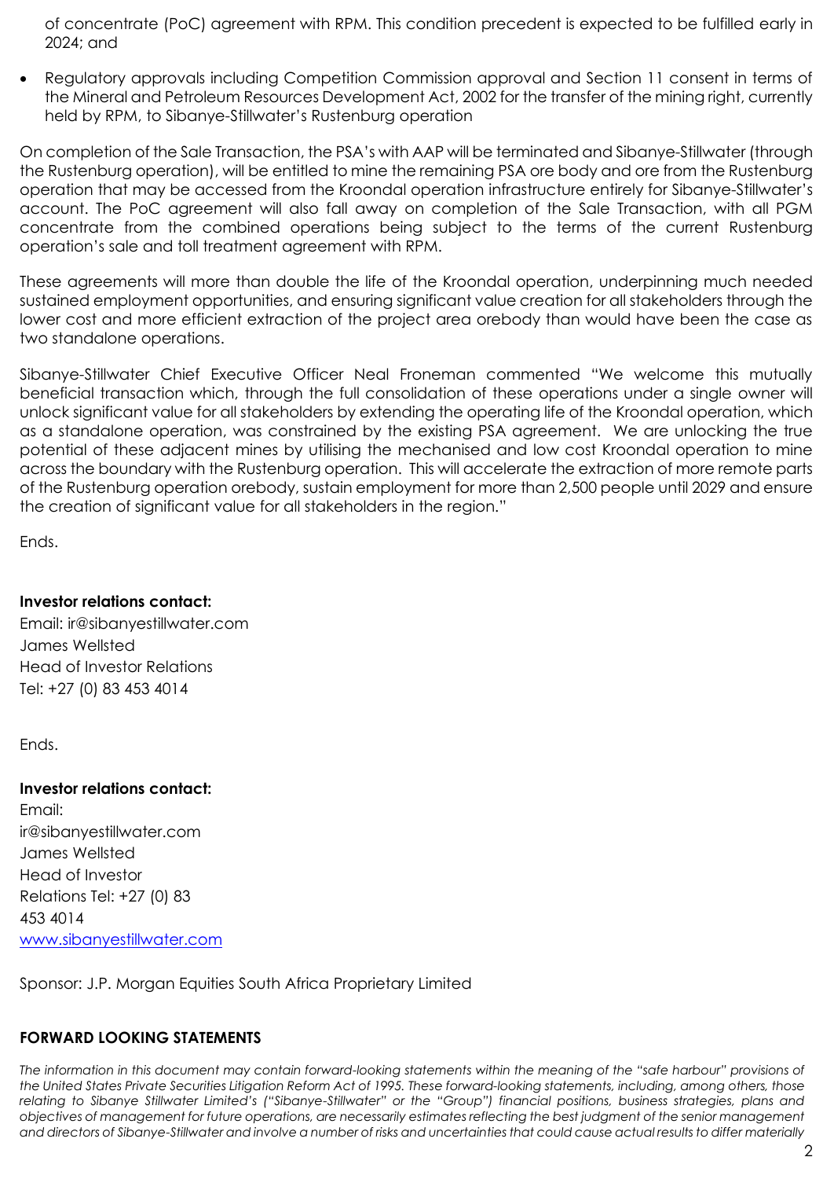of concentrate (PoC) agreement with RPM. This condition precedent is expected to be fulfilled early in 2024; and

- Regulatory approvals including Competition Commission approval and Section 11 consent in terms of the Mineral and Petroleum Resources Development Act, 2002 for the transfer of the mining right, currently held by RPM, to Sibanye-Stillwater's Rustenburg operation

On completion of the Sale Transaction, the PSA's with AAP will be terminated and Sibanye-Stillwater (through the Rustenburg operation), will be entitled to mine the remaining PSA ore body and ore from the Rustenburg operation that may be accessed from the Kroondal operation infrastructure entirely for Sibanye-Stillwater's account. The PoC agreement will also fall away on completion of the Sale Transaction, with all PGM concentrate from the combined operations being subject to the terms of the current Rustenburg operation's sale and toll treatment agreement with RPM.

These agreements will more than double the life of the Kroondal operation, underpinning much needed sustained employment opportunities, and ensuring significant value creation for all stakeholders through the lower cost and more efficient extraction of the project area orebody than would have been the case as two standalone operations.

Sibanye-Stillwater Chief Executive Officer Neal Froneman commented "We welcome this mutually beneficial transaction which, through the full consolidation of these operations under a single owner will unlock significant value for all stakeholders by extending the operating life of the Kroondal operation, which as a standalone operation, was constrained by the existing PSA agreement. We are unlocking the true potential of these adjacent mines by utilising the mechanised and low cost Kroondal operation to mine across the boundary with the Rustenburg operation. This will accelerate the extraction of more remote parts of the Rustenburg operation orebody, sustain employment for more than 2,500 people until 2029 and ensure the creation of significant value for all stakeholders in the region."

Ends.

**Investor relations contact:**
Email: ir@sibanyestillwater.com
James Wellsted
Head of Investor Relations
Tel: +27 (0) 83 453 4014

Ends.

**Investor relations contact:**
Email:
ir@sibanyestillwater.com
James Wellsted
Head of Investor
Relations Tel: +27 (0) 83
453 4014
www.sibanyestillwater.com

Sponsor: J.P. Morgan Equities South Africa Proprietary Limited

**FORWARD LOOKING STATEMENTS**

*The information in this document may contain forward-looking statements within the meaning of the "safe harbour" provisions of the United States Private Securities Litigation Reform Act of 1995. These forward-looking statements, including, among others, those relating to Sibanye Stillwater Limited's ("Sibanye-Stillwater" or the "Group") financial positions, business strategies, plans and objectives of management for future operations, are necessarily estimates reflecting the best judgment of the senior management and directors of Sibanye-Stillwater and involve a number of risks and uncertainties that could cause actual results to differ materially*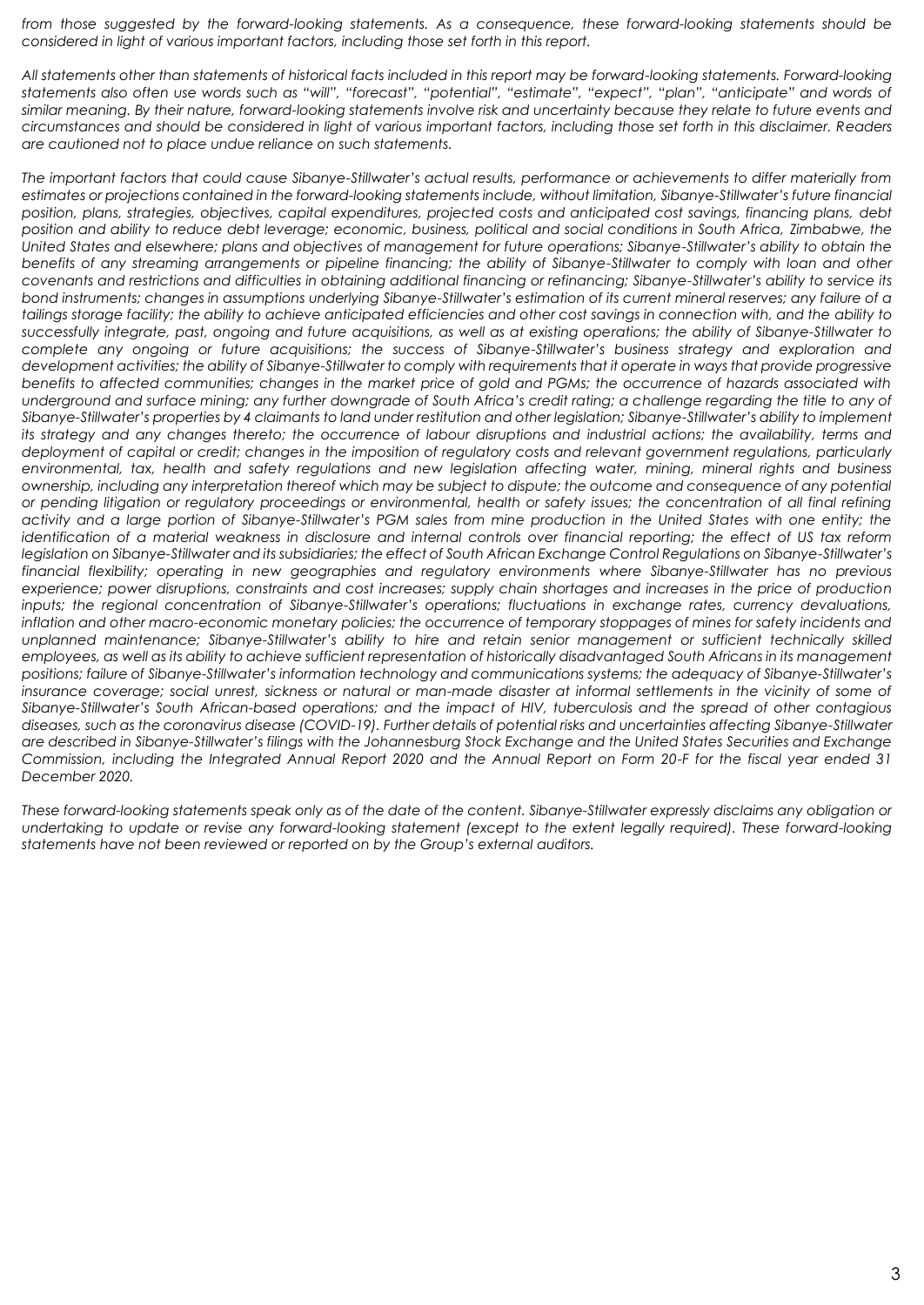*from those suggested by the forward-looking statements. As a consequence, these forward-looking statements should be considered in light of various important factors, including those set forth in this report.*

*All statements other than statements of historical facts included in this report may be forward-looking statements. Forward-looking statements also often use words such as "will", "forecast", "potential", "estimate", "expect", "plan", "anticipate" and words of similar meaning. By their nature, forward-looking statements involve risk and uncertainty because they relate to future events and circumstances and should be considered in light of various important factors, including those set forth in this disclaimer. Readers are cautioned not to place undue reliance on such statements.*

*The important factors that could cause Sibanye-Stillwater's actual results, performance or achievements to differ materially from estimates or projections contained in the forward-looking statements include, without limitation, Sibanye-Stillwater's future financial position, plans, strategies, objectives, capital expenditures, projected costs and anticipated cost savings, financing plans, debt position and ability to reduce debt leverage; economic, business, political and social conditions in South Africa, Zimbabwe, the United States and elsewhere; plans and objectives of management for future operations; Sibanye-Stillwater's ability to obtain the benefits of any streaming arrangements or pipeline financing; the ability of Sibanye-Stillwater to comply with loan and other covenants and restrictions and difficulties in obtaining additional financing or refinancing; Sibanye-Stillwater's ability to service its bond instruments; changes in assumptions underlying Sibanye-Stillwater's estimation of its current mineral reserves; any failure of a tailings storage facility; the ability to achieve anticipated efficiencies and other cost savings in connection with, and the ability to successfully integrate, past, ongoing and future acquisitions, as well as at existing operations; the ability of Sibanye-Stillwater to complete any ongoing or future acquisitions; the success of Sibanye-Stillwater's business strategy and exploration and development activities; the ability of Sibanye-Stillwater to comply with requirements that it operate in ways that provide progressive benefits to affected communities; changes in the market price of gold and PGMs; the occurrence of hazards associated with underground and surface mining; any further downgrade of South Africa's credit rating; a challenge regarding the title to any of Sibanye-Stillwater's properties by 4 claimants to land under restitution and other legislation; Sibanye-Stillwater's ability to implement its strategy and any changes thereto; the occurrence of labour disruptions and industrial actions; the availability, terms and deployment of capital or credit; changes in the imposition of regulatory costs and relevant government regulations, particularly environmental, tax, health and safety regulations and new legislation affecting water, mining, mineral rights and business ownership, including any interpretation thereof which may be subject to dispute; the outcome and consequence of any potential or pending litigation or regulatory proceedings or environmental, health or safety issues; the concentration of all final refining activity and a large portion of Sibanye-Stillwater's PGM sales from mine production in the United States with one entity; the identification of a material weakness in disclosure and internal controls over financial reporting; the effect of US tax reform legislation on Sibanye-Stillwater and its subsidiaries; the effect of South African Exchange Control Regulations on Sibanye-Stillwater's financial flexibility; operating in new geographies and regulatory environments where Sibanye-Stillwater has no previous experience; power disruptions, constraints and cost increases; supply chain shortages and increases in the price of production inputs; the regional concentration of Sibanye-Stillwater's operations; fluctuations in exchange rates, currency devaluations, inflation and other macro-economic monetary policies; the occurrence of temporary stoppages of mines for safety incidents and unplanned maintenance; Sibanye-Stillwater's ability to hire and retain senior management or sufficient technically skilled employees, as well as its ability to achieve sufficient representation of historically disadvantaged South Africans in its management positions; failure of Sibanye-Stillwater's information technology and communications systems; the adequacy of Sibanye-Stillwater's insurance coverage; social unrest, sickness or natural or man-made disaster at informal settlements in the vicinity of some of Sibanye-Stillwater's South African-based operations; and the impact of HIV, tuberculosis and the spread of other contagious diseases, such as the coronavirus disease (COVID-19). Further details of potential risks and uncertainties affecting Sibanye-Stillwater are described in Sibanye-Stillwater's filings with the Johannesburg Stock Exchange and the United States Securities and Exchange Commission, including the Integrated Annual Report 2020 and the Annual Report on Form 20-F for the fiscal year ended 31 December 2020.*

*These forward-looking statements speak only as of the date of the content. Sibanye-Stillwater expressly disclaims any obligation or undertaking to update or revise any forward-looking statement (except to the extent legally required). These forward-looking statements have not been reviewed or reported on by the Group's external auditors.*